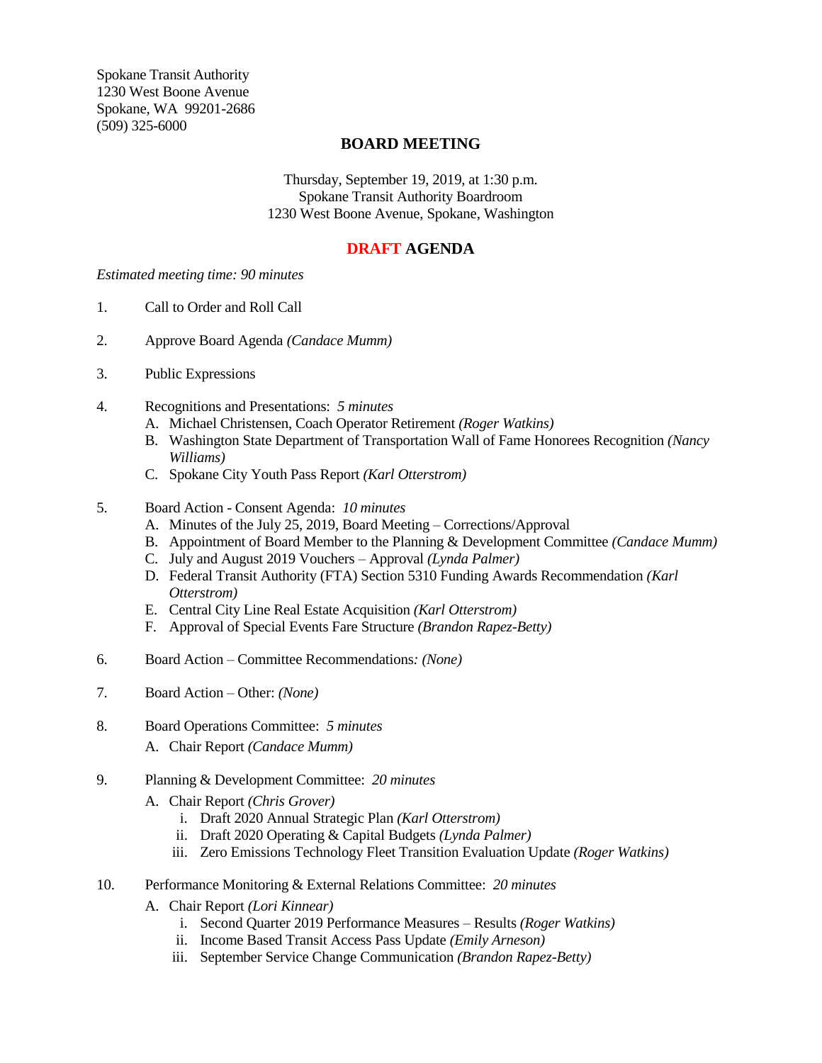Spokane Transit Authority
1230 West Boone Avenue
Spokane, WA 99201-2686
(509) 325-6000

## BOARD MEETING

Thursday, September 19, 2019, at 1:30 p.m.
Spokane Transit Authority Boardroom
1230 West Boone Avenue, Spokane, Washington

## DRAFT AGENDA

*Estimated meeting time: 90 minutes*

1. Call to Order and Roll Call

2. Approve Board Agenda *(Candace Mumm)*

3. Public Expressions

4. Recognitions and Presentations: *5 minutes*
   A. Michael Christensen, Coach Operator Retirement *(Roger Watkins)*
   B. Washington State Department of Transportation Wall of Fame Honorees Recognition *(Nancy Williams)*
   C. Spokane City Youth Pass Report *(Karl Otterstrom)*

5. Board Action - Consent Agenda: *10 minutes*
   A. Minutes of the July 25, 2019, Board Meeting – Corrections/Approval
   B. Appointment of Board Member to the Planning & Development Committee *(Candace Mumm)*
   C. July and August 2019 Vouchers – Approval *(Lynda Palmer)*
   D. Federal Transit Authority (FTA) Section 5310 Funding Awards Recommendation *(Karl Otterstrom)*
   E. Central City Line Real Estate Acquisition *(Karl Otterstrom)*
   F. Approval of Special Events Fare Structure *(Brandon Rapez-Betty)*

6. Board Action – Committee Recommendations*: (None)*

7. Board Action – Other: *(None)*

8. Board Operations Committee: *5 minutes*
   A. Chair Report *(Candace Mumm)*

9. Planning & Development Committee: *20 minutes*
   A. Chair Report *(Chris Grover)*
      i. Draft 2020 Annual Strategic Plan *(Karl Otterstrom)*
      ii. Draft 2020 Operating & Capital Budgets *(Lynda Palmer)*
      iii. Zero Emissions Technology Fleet Transition Evaluation Update *(Roger Watkins)*

10. Performance Monitoring & External Relations Committee: *20 minutes*
    A. Chair Report *(Lori Kinnear)*
       i. Second Quarter 2019 Performance Measures – Results *(Roger Watkins)*
       ii. Income Based Transit Access Pass Update *(Emily Arneson)*
       iii. September Service Change Communication *(Brandon Rapez-Betty)*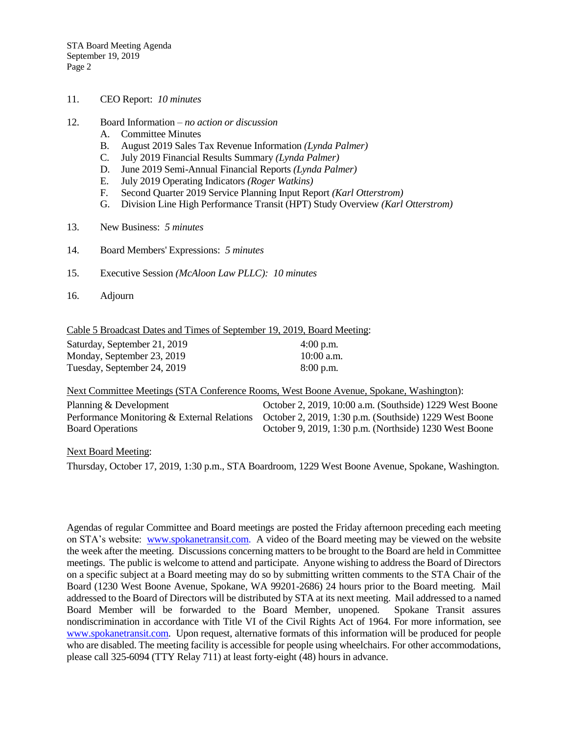11. CEO Report: *10 minutes*

12. Board Information – *no action or discussion*
    A. Committee Minutes
    B. August 2019 Sales Tax Revenue Information *(Lynda Palmer)*
    C. July 2019 Financial Results Summary *(Lynda Palmer)*
    D. June 2019 Semi-Annual Financial Reports *(Lynda Palmer)*
    E. July 2019 Operating Indicators *(Roger Watkins)*
    F. Second Quarter 2019 Service Planning Input Report *(Karl Otterstrom)*
    G. Division Line High Performance Transit (HPT) Study Overview *(Karl Otterstrom)*

13. New Business: *5 minutes*

14. Board Members' Expressions: *5 minutes*

15. Executive Session *(McAloon Law PLLC): 10 minutes*

16. Adjourn

Cable 5 Broadcast Dates and Times of September 19, 2019, Board Meeting:

| | |
|---|---|
| Saturday, September 21, 2019 | 4:00 p.m. |
| Monday, September 23, 2019 | 10:00 a.m. |
| Tuesday, September 24, 2019 | 8:00 p.m. |

Next Committee Meetings (STA Conference Rooms, West Boone Avenue, Spokane, Washington):

| | |
|---|---|
| Planning & Development | October 2, 2019, 10:00 a.m. (Southside) 1229 West Boone |
| Performance Monitoring & External Relations | October 2, 2019, 1:30 p.m. (Southside) 1229 West Boone |
| Board Operations | October 9, 2019, 1:30 p.m. (Northside) 1230 West Boone |

Next Board Meeting:

Thursday, October 17, 2019, 1:30 p.m., STA Boardroom, 1229 West Boone Avenue, Spokane, Washington.

Agendas of regular Committee and Board meetings are posted the Friday afternoon preceding each meeting on STA's website: www.spokanetransit.com. A video of the Board meeting may be viewed on the website the week after the meeting. Discussions concerning matters to be brought to the Board are held in Committee meetings. The public is welcome to attend and participate. Anyone wishing to address the Board of Directors on a specific subject at a Board meeting may do so by submitting written comments to the STA Chair of the Board (1230 West Boone Avenue, Spokane, WA 99201-2686) 24 hours prior to the Board meeting. Mail addressed to the Board of Directors will be distributed by STA at its next meeting. Mail addressed to a named Board Member will be forwarded to the Board Member, unopened. Spokane Transit assures nondiscrimination in accordance with Title VI of the Civil Rights Act of 1964. For more information, see www.spokanetransit.com. Upon request, alternative formats of this information will be produced for people who are disabled. The meeting facility is accessible for people using wheelchairs. For other accommodations, please call 325-6094 (TTY Relay 711) at least forty-eight (48) hours in advance.